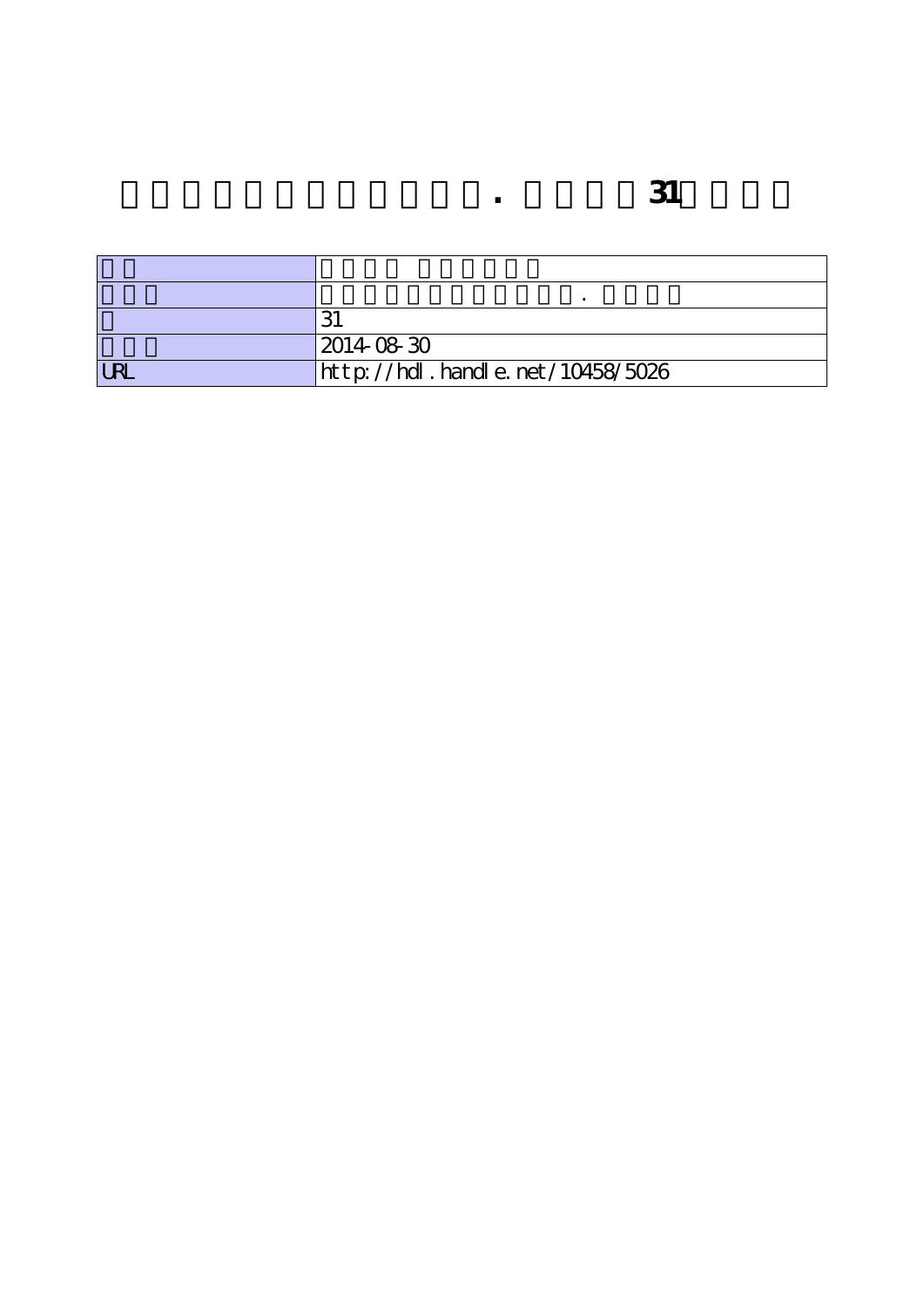# . 31

| | |
|---|---|
| | |
| | . |
| | 31 |
| | 2014-08-30 |
| URL | http://hdl.handle.net/10458/5026 |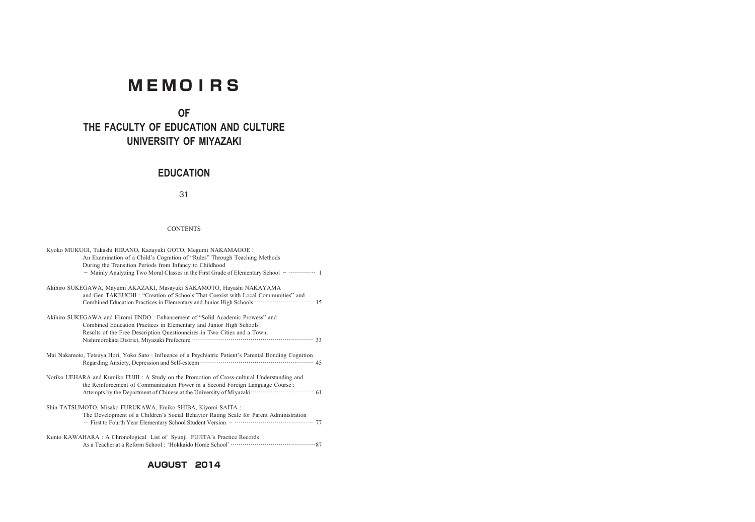# MEMOIRS

## OF
## THE FACULTY OF EDUCATION AND CULTURE
## UNIVERSITY OF MIYAZAKI

## EDUCATION

31

CONTENTS

Kyoko MUKUGI, Takashi HIRANO, Kazuyuki GOTO, Megumi NAKAMAGOE :
An Examination of a Child's Cognition of "Rules" Through Teaching Methods
During the Transition Periods from Infancy to Childhood
− Mainly Analyzing Two Moral Classes in the First Grade of Elementary School − ············· 1

Akihiro SUKEGAWA, Mayumi AKAZAKI, Masayuki SAKAMOTO, Hayashi NAKAYAMA
and Gen TAKEUCHI : "Creation of Schools That Coexist with Local Communities" and
Combined Education Practices in Elementary and Junior High Schools ···························· 15

Akihiro SUKEGAWA and Hiromi ENDO : Enhancement of "Solid Academic Prowess" and
Combined Education Practices in Elementary and Junior High Schools :
Results of the Free Description Questionnaires in Two Cities and a Town,
Nishimorokata District, Miyazaki Prefecture ··························································· 33

Mai Nakamoto, Tetsuya Hori, Yoko Sato : Influence of a Psychiatric Patient's Parental Bonding Cognition
Regarding Anxiety, Depression and Self-esteem ······················································ 45

Noriko UEHARA and Kumiko FUJII : A Study on the Promotion of Cross-cultural Understanding and
the Reinforcement of Communication Power in a Second Foreign Language Course :
Attempts by the Department of Chinese at the University of Miyazaki······························ 61

Shin TATSUMOTO, Misako FURUKAWA, Emiko SHIBA, Kiyomi SAITA :
The Development of a Children's Social Behavior Rating Scale for Parent Administration
− First to Fourth Year Elementary School Student Version − ······································ 77

Kunio KAWAHARA : A Chronological List of Syunji FUJITA's Practice Records
As a Teacher at a Reform School : 'Hokkaido Home School'·········································87

**AUGUST 2014**